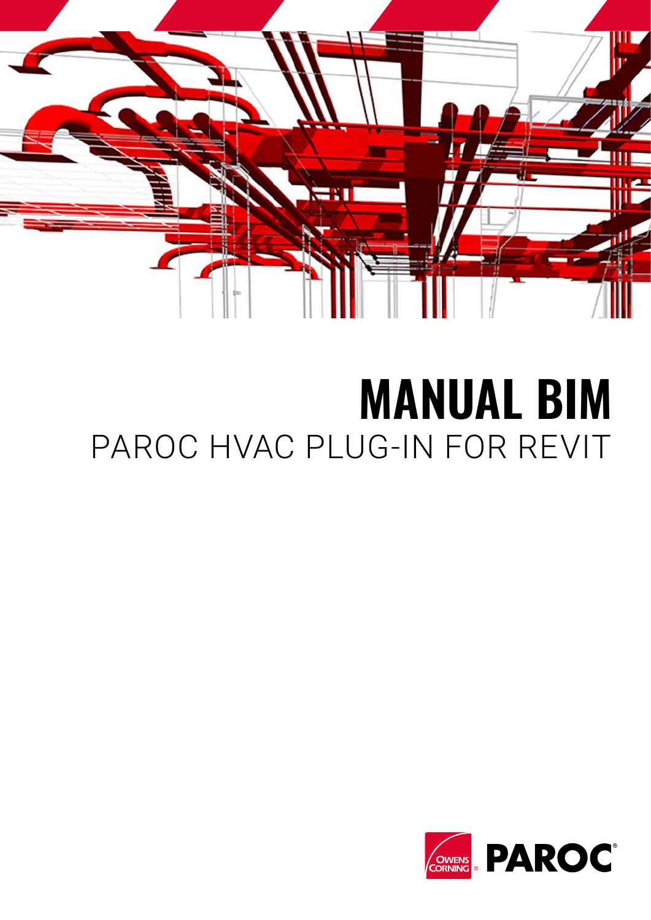# MANUAL BIM

## PAROC HVAC PLUG-IN FOR REVIT

OWENS CORNING PAROC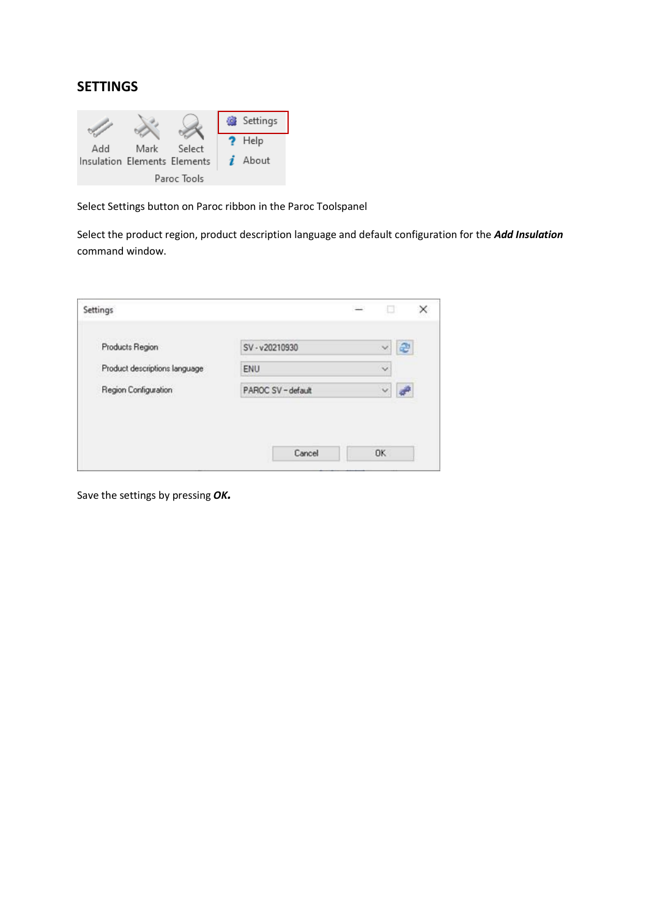## SETTINGS

Select Settings button on Paroc ribbon in the Paroc Toolspanel

Select the product region, product description language and default configuration for the ***Add Insulation*** command window.

Save the settings by pressing ***OK.***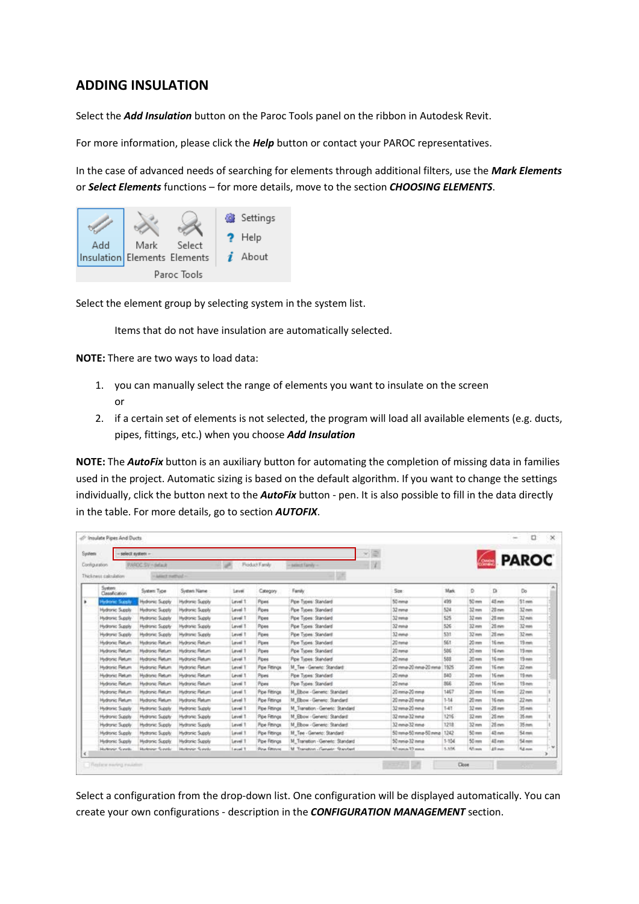## ADDING INSULATION

Select the ***Add Insulation*** button on the Paroc Tools panel on the ribbon in Autodesk Revit.

For more information, please click the ***Help*** button or contact your PAROC representatives.

In the case of advanced needs of searching for elements through additional filters, use the ***Mark Elements*** or ***Select Elements*** functions – for more details, move to the section ***CHOOSING ELEMENTS***.

Select the element group by selecting system in the system list.

Items that do not have insulation are automatically selected.

**NOTE:** There are two ways to load data:

1. you can manually select the range of elements you want to insulate on the screen
   or
2. if a certain set of elements is not selected, the program will load all available elements (e.g. ducts, pipes, fittings, etc.) when you choose ***Add Insulation***

**NOTE:** The ***AutoFix*** button is an auxiliary button for automating the completion of missing data in families used in the project. Automatic sizing is based on the default algorithm. If you want to change the settings individually, click the button next to the ***AutoFix*** button - pen. It is also possible to fill in the data directly in the table. For more details, go to section ***AUTOFIX***.

Select a configuration from the drop-down list. One configuration will be displayed automatically. You can create your own configurations - description in the ***CONFIGURATION MANAGEMENT*** section.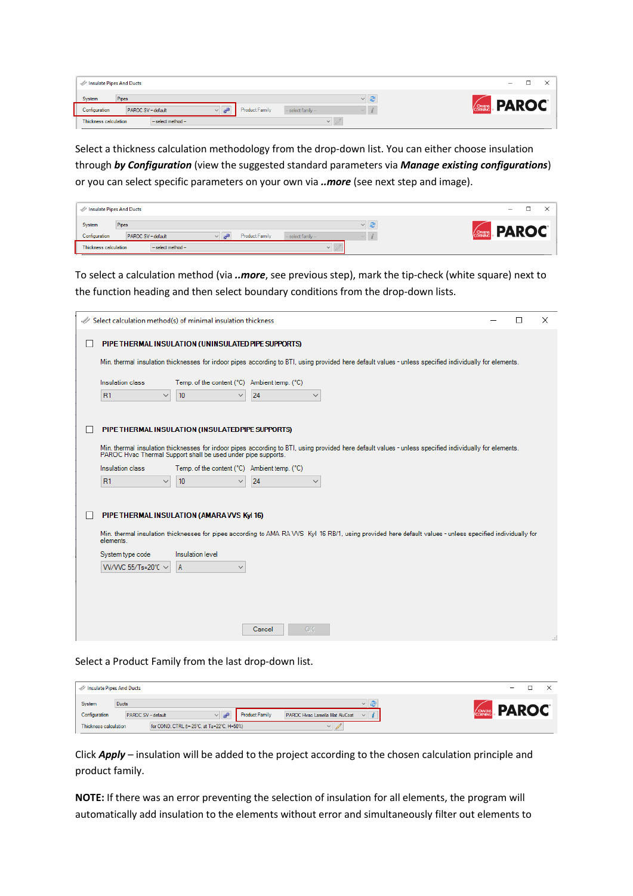Select a thickness calculation methodology from the drop-down list. You can either choose insulation through ***by Configuration*** (view the suggested standard parameters via ***Manage existing configurations***) or you can select specific parameters on your own via ***..more*** (see next step and image).

To select a calculation method (via ***..more***, see previous step), mark the tip-check (white square) next to the function heading and then select boundary conditions from the drop-down lists.

Select a Product Family from the last drop-down list.

Click ***Apply*** – insulation will be added to the project according to the chosen calculation principle and product family.

**NOTE:** If there was an error preventing the selection of insulation for all elements, the program will automatically add insulation to the elements without error and simultaneously filter out elements to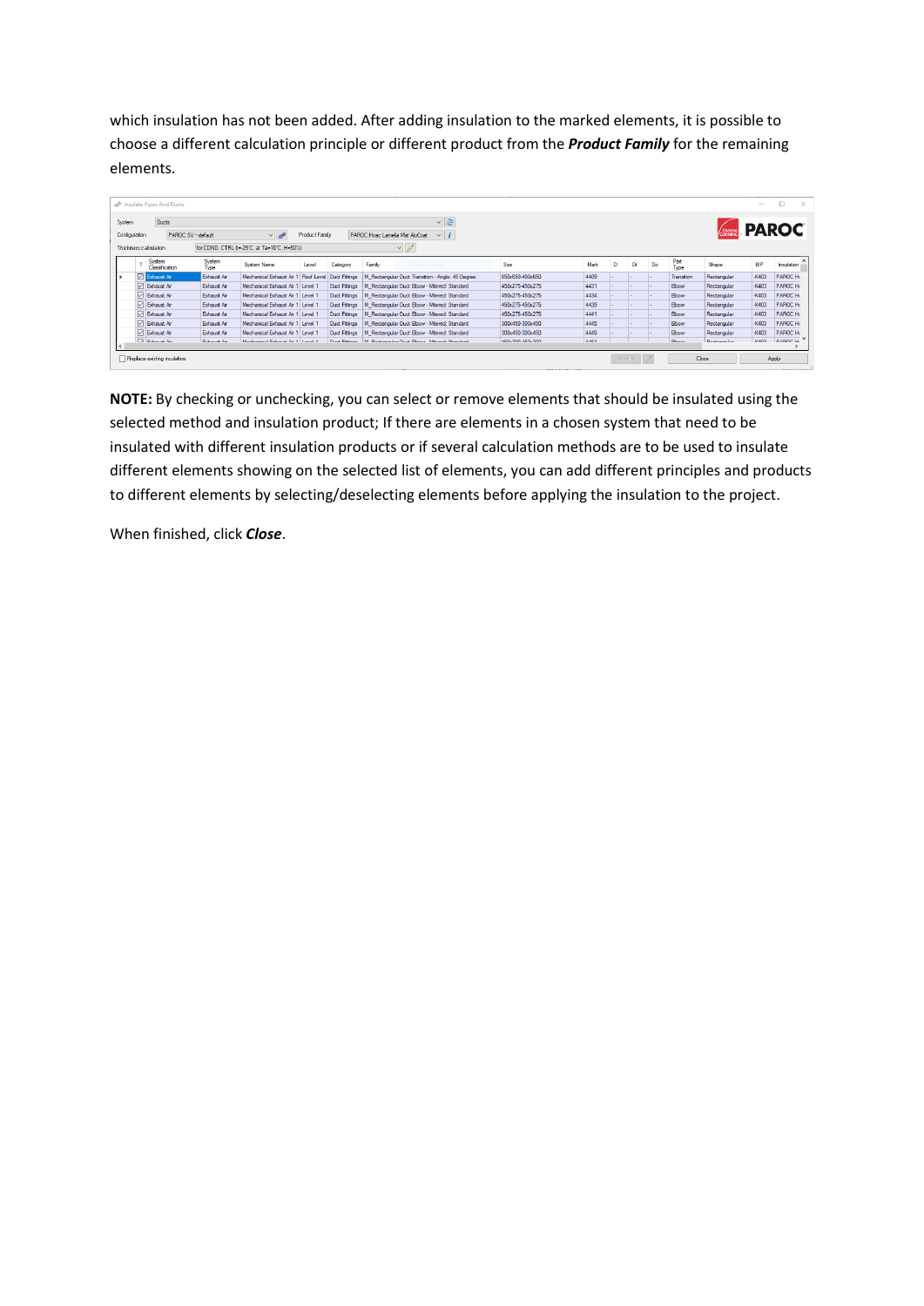which insulation has not been added. After adding insulation to the marked elements, it is possible to choose a different calculation principle or different product from the ***Product Family*** for the remaining elements.

**NOTE:** By checking or unchecking, you can select or remove elements that should be insulated using the selected method and insulation product; If there are elements in a chosen system that need to be insulated with different insulation products or if several calculation methods are to be used to insulate different elements showing on the selected list of elements, you can add different principles and products to different elements by selecting/deselecting elements before applying the insulation to the project.

When finished, click ***Close***.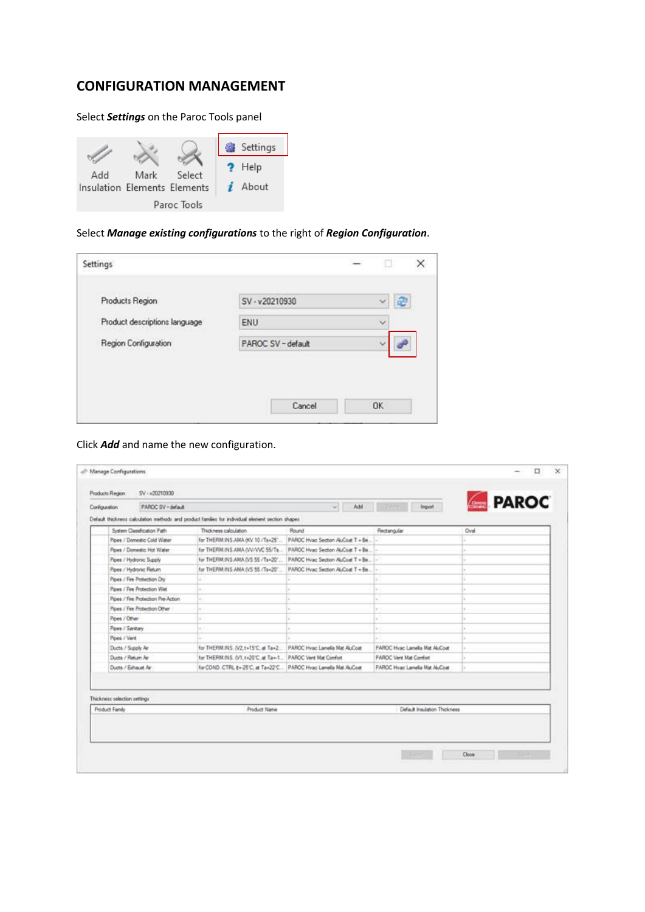## CONFIGURATION MANAGEMENT

Select ***Settings*** on the Paroc Tools panel

Select ***Manage existing configurations*** to the right of ***Region Configuration***.

Click ***Add*** and name the new configuration.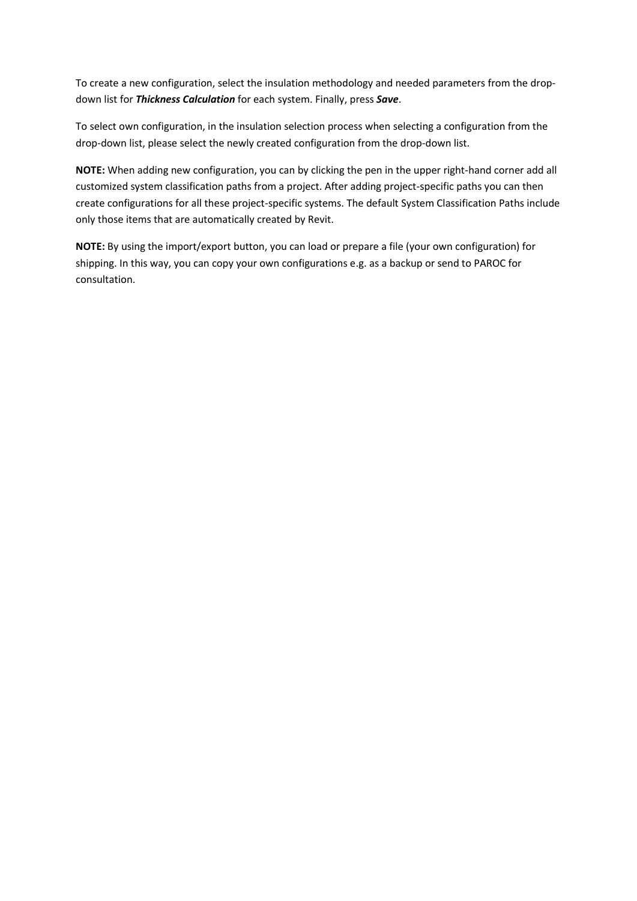To create a new configuration, select the insulation methodology and needed parameters from the drop-down list for ***Thickness Calculation*** for each system. Finally, press ***Save***.

To select own configuration, in the insulation selection process when selecting a configuration from the drop-down list, please select the newly created configuration from the drop-down list.

**NOTE:** When adding new configuration, you can by clicking the pen in the upper right-hand corner add all customized system classification paths from a project. After adding project-specific paths you can then create configurations for all these project-specific systems. The default System Classification Paths include only those items that are automatically created by Revit.

**NOTE:** By using the import/export button, you can load or prepare a file (your own configuration) for shipping. In this way, you can copy your own configurations e.g. as a backup or send to PAROC for consultation.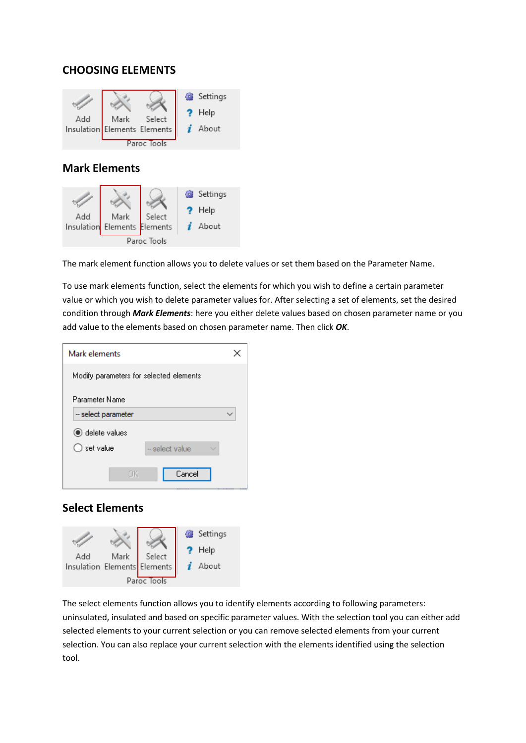## CHOOSING ELEMENTS

### Mark Elements

The mark element function allows you to delete values or set them based on the Parameter Name.

To use mark elements function, select the elements for which you wish to define a certain parameter value or which you wish to delete parameter values for. After selecting a set of elements, set the desired condition through ***Mark Elements***: here you either delete values based on chosen parameter name or you add value to the elements based on chosen parameter name. Then click ***OK***.

### Select Elements

The select elements function allows you to identify elements according to following parameters: uninsulated, insulated and based on specific parameter values. With the selection tool you can either add selected elements to your current selection or you can remove selected elements from your current selection. You can also replace your current selection with the elements identified using the selection tool.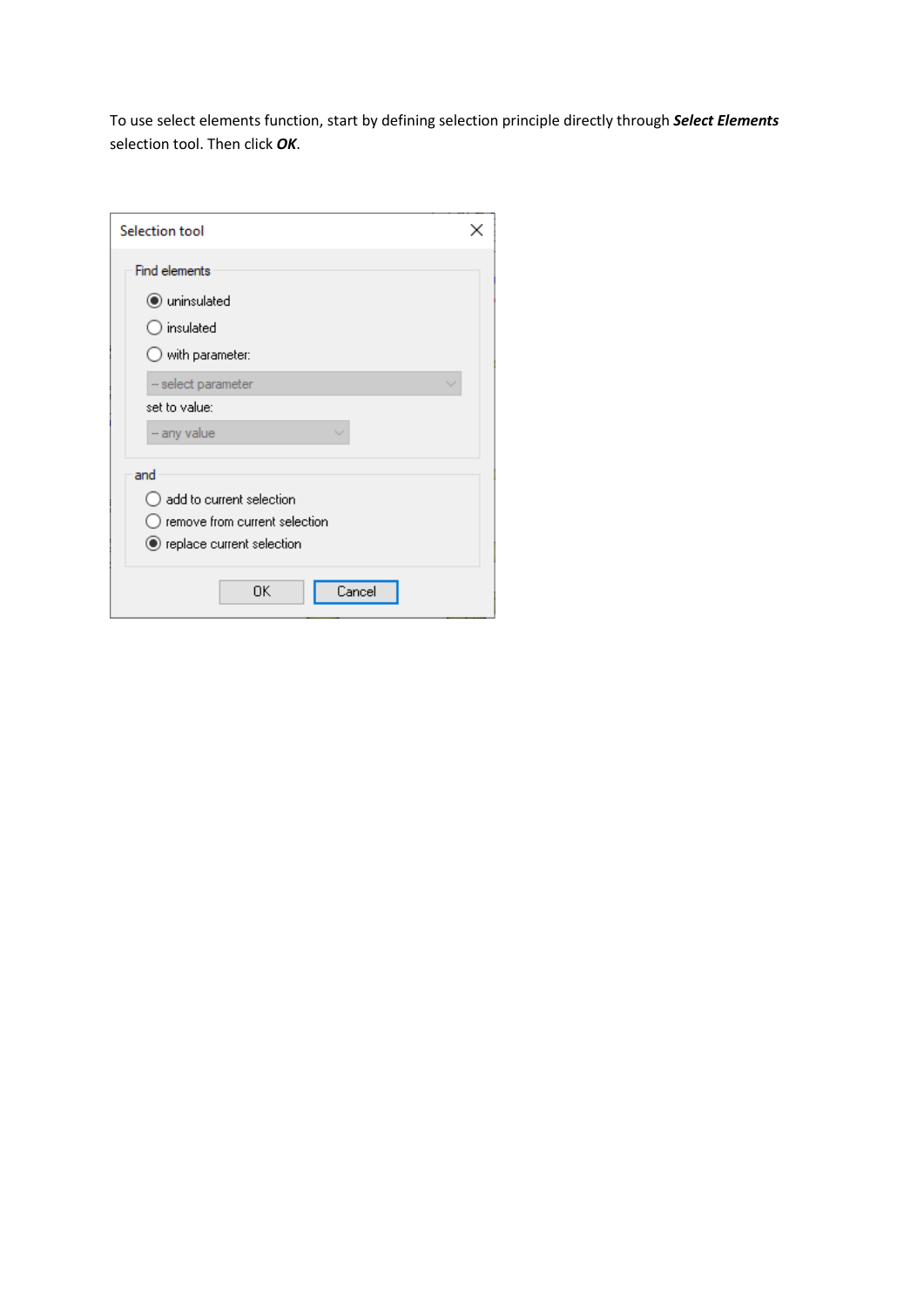To use select elements function, start by defining selection principle directly through ***Select Elements*** selection tool. Then click ***OK***.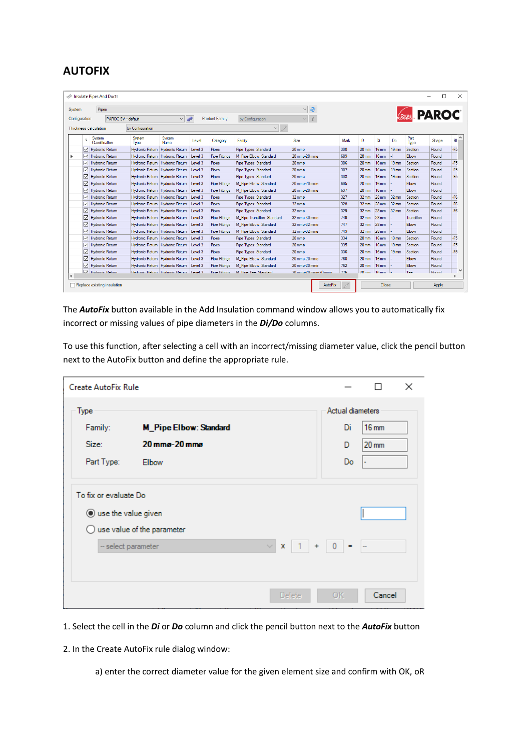## AUTOFIX

The ***AutoFix*** button available in the Add Insulation command window allows you to automatically fix incorrect or missing values of pipe diameters in the ***Di/Do*** columns.

To use this function, after selecting a cell with an incorrect/missing diameter value, click the pencil button next to the AutoFix button and define the appropriate rule.

1. Select the cell in the ***Di*** or ***Do*** column and click the pencil button next to the ***AutoFix*** button

2. In the Create AutoFix rule dialog window:

   a) enter the correct diameter value for the given element size and confirm with OK, oR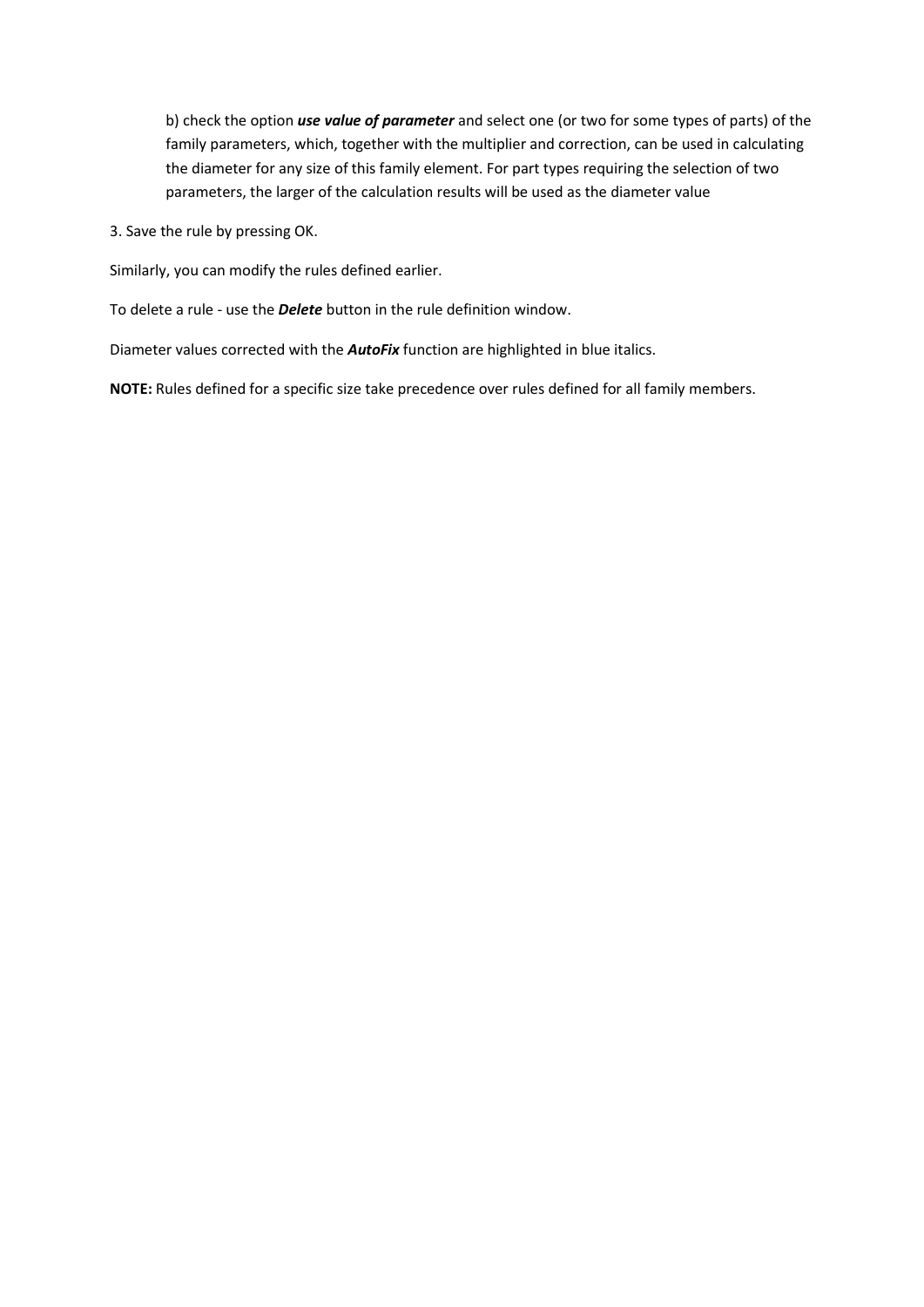b) check the option ***use value of parameter*** and select one (or two for some types of parts) of the family parameters, which, together with the multiplier and correction, can be used in calculating the diameter for any size of this family element. For part types requiring the selection of two parameters, the larger of the calculation results will be used as the diameter value

3. Save the rule by pressing OK.

Similarly, you can modify the rules defined earlier.

To delete a rule - use the ***Delete*** button in the rule definition window.

Diameter values corrected with the ***AutoFix*** function are highlighted in blue italics.

**NOTE:** Rules defined for a specific size take precedence over rules defined for all family members.